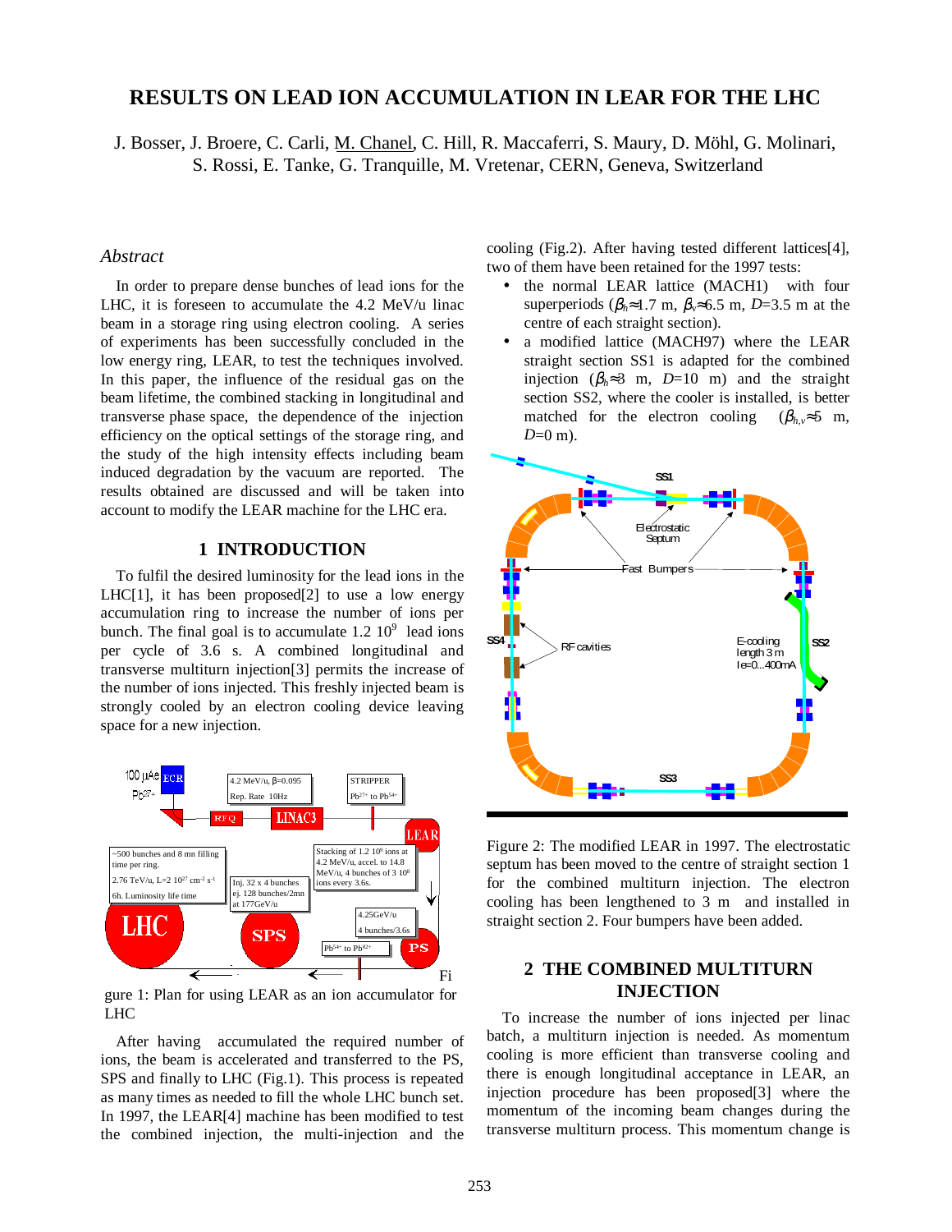# RESULTS ON LEAD ION ACCUMULATION IN LEAR FOR THE LHC

J. Bosser, J. Broere, C. Carli, M. Chanel, C. Hill, R. Maccaferri, S. Maury, D. Möhl, G. Molinari, S. Rossi, E. Tanke, G. Tranquille, M. Vretenar, CERN, Geneva, Switzerland

## *Abstract*

In order to prepare dense bunches of lead ions for the LHC, it is foreseen to accumulate the 4.2 MeV/u linac beam in a storage ring using electron cooling. A series of experiments has been successfully concluded in the low energy ring, LEAR, to test the techniques involved. In this paper, the influence of the residual gas on the beam lifetime, the combined stacking in longitudinal and transverse phase space, the dependence of the injection efficiency on the optical settings of the storage ring, and the study of the high intensity effects including beam induced degradation by the vacuum are reported. The results obtained are discussed and will be taken into account to modify the LEAR machine for the LHC era.

## 1 INTRODUCTION

To fulfil the desired luminosity for the lead ions in the LHC[1], it has been proposed[2] to use a low energy accumulation ring to increase the number of ions per bunch. The final goal is to accumulate 1.2 $10^9$ lead ions per cycle of 3.6 s. A combined longitudinal and transverse multiturn injection[3] permits the increase of the number of ions injected. This freshly injected beam is strongly cooled by an electron cooling device leaving space for a new injection.

Figure 1: Plan for using LEAR as an ion accumulator for LHC

After having accumulated the required number of ions, the beam is accelerated and transferred to the PS, SPS and finally to LHC (Fig.1). This process is repeated as many times as needed to fill the whole LHC bunch set. In 1997, the LEAR[4] machine has been modified to test the combined injection, the multi-injection and the cooling (Fig.2). After having tested different lattices[4], two of them have been retained for the 1997 tests:

- the normal LEAR lattice (MACH1) with four superperiods ($\beta_h$≈1.7 m, $\beta_v$≈6.5 m, $D$=3.5 m at the centre of each straight section).
- a modified lattice (MACH97) where the LEAR straight section SS1 is adapted for the combined injection ($\beta_h$≈3 m, $D$=10 m) and the straight section SS2, where the cooler is installed, is better matched for the electron cooling ($\beta_{h,v}$≈5 m, $D$=0 m).

Figure 2: The modified LEAR in 1997. The electrostatic septum has been moved to the centre of straight section 1 for the combined multiturn injection. The electron cooling has been lengthened to 3 m and installed in straight section 2. Four bumpers have been added.

## 2 THE COMBINED MULTITURN INJECTION

To increase the number of ions injected per linac batch, a multiturn injection is needed. As momentum cooling is more efficient than transverse cooling and there is enough longitudinal acceptance in LEAR, an injection procedure has been proposed[3] where the momentum of the incoming beam changes during the transverse multiturn process. This momentum change is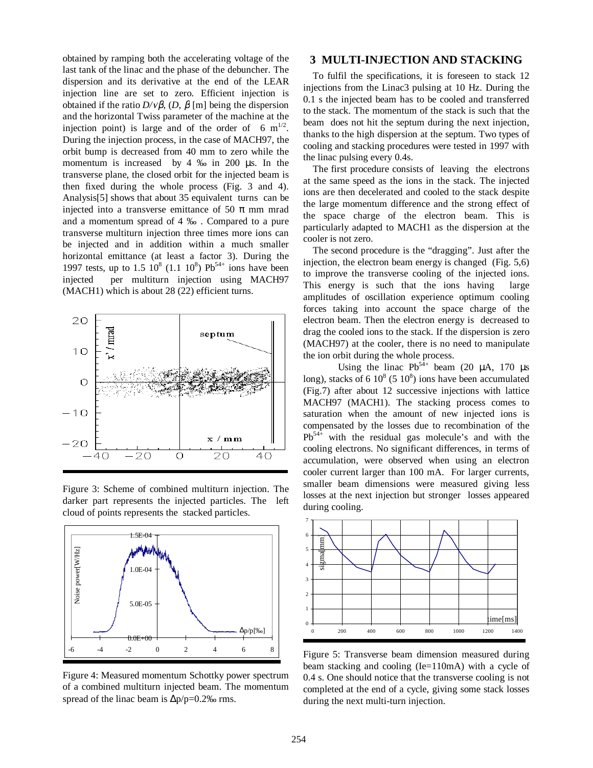obtained by ramping both the accelerating voltage of the last tank of the linac and the phase of the debuncher. The dispersion and its derivative at the end of the LEAR injection line are set to zero. Efficient injection is obtained if the ratio $D/\sqrt{\beta}$, ($D$, $\beta$ [m] being the dispersion and the horizontal Twiss parameter of the machine at the injection point) is large and of the order of $6\ m^{1/2}$. During the injection process, in the case of MACH97, the orbit bump is decreased from 40 mm to zero while the momentum is increased by 4 ‰ in 200 µs. In the transverse plane, the closed orbit for the injected beam is then fixed during the whole process (Fig. 3 and 4). Analysis[5] shows that about 35 equivalent turns can be injected into a transverse emittance of 50 π mm mrad and a momentum spread of 4 ‰ . Compared to a pure transverse multiturn injection three times more ions can be injected and in addition within a much smaller horizontal emittance (at least a factor 3). During the 1997 tests, up to $1.5\ 10^8$ ($1.1\ 10^8$) $Pb^{54+}$ ions have been injected per multiturn injection using MACH97 (MACH1) which is about 28 (22) efficient turns.

Figure 3: Scheme of combined multiturn injection. The darker part represents the injected particles. The left cloud of points represents the stacked particles.

Figure 4: Measured momentum Schottky power spectrum of a combined multiturn injected beam. The momentum spread of the linac beam is $\Delta p/p$=0.2‰ rms.

## 3 MULTI-INJECTION AND STACKING

To fulfil the specifications, it is foreseen to stack 12 injections from the Linac3 pulsing at 10 Hz. During the 0.1 s the injected beam has to be cooled and transferred to the stack. The momentum of the stack is such that the beam does not hit the septum during the next injection, thanks to the high dispersion at the septum. Two types of cooling and stacking procedures were tested in 1997 with the linac pulsing every 0.4s.

The first procedure consists of leaving the electrons at the same speed as the ions in the stack. The injected ions are then decelerated and cooled to the stack despite the large momentum difference and the strong effect of the space charge of the electron beam. This is particularly adapted to MACH1 as the dispersion at the cooler is not zero.

The second procedure is the "dragging". Just after the injection, the electron beam energy is changed (Fig. 5,6) to improve the transverse cooling of the injected ions. This energy is such that the ions having large amplitudes of oscillation experience optimum cooling forces taking into account the space charge of the electron beam. Then the electron energy is decreased to drag the cooled ions to the stack. If the dispersion is zero (MACH97) at the cooler, there is no need to manipulate the ion orbit during the whole process.

Using the linac $Pb^{54+}$ beam (20 µA, 170 µs long), stacks of $6\ 10^8$ ($5\ 10^8$) ions have been accumulated (Fig.7) after about 12 successive injections with lattice MACH97 (MACH1). The stacking process comes to saturation when the amount of new injected ions is compensated by the losses due to recombination of the $Pb^{54+}$ with the residual gas molecule's and with the cooling electrons. No significant differences, in terms of accumulation, were observed when using an electron cooler current larger than 100 mA. For larger currents, smaller beam dimensions were measured giving less losses at the next injection but stronger losses appeared during cooling.

Figure 5: Transverse beam dimension measured during beam stacking and cooling (Ie=110mA) with a cycle of 0.4 s. One should notice that the transverse cooling is not completed at the end of a cycle, giving some stack losses during the next multi-turn injection.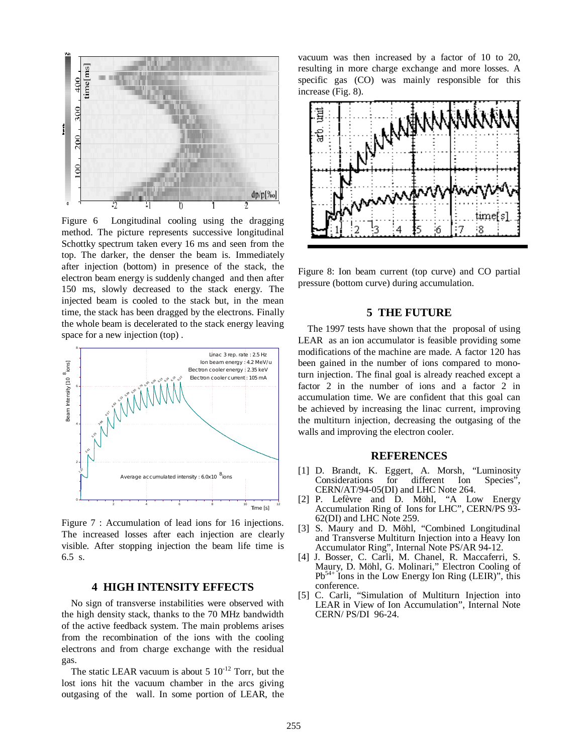time[ms]

400

300

200

100

dp/p[‰]

-2 -1 0 1 2

Figure 6 Longitudinal cooling using the dragging method. The picture represents successive longitudinal Schottky spectrum taken every 16 ms and seen from the top. The darker, the denser the beam is. Immediately after injection (bottom) in presence of the stack, the electron beam energy is suddenly changed and then after 150 ms, slowly decreased to the stack energy. The injected beam is cooled to the stack but, in the mean time, the stack has been dragged by the electrons. Finally the whole beam is decelerated to the stack energy leaving space for a new injection (top) .

Beam Intensity [10 $^{8}$ions]

Linac 3 rep. rate : 2.5 Hz
Ion beam energy : 4.2 MeV/u
Electron cooler energy : 2.35 keV
Electron cooler current : 105 mA

Average accumulated intensity : 6.0x10 $^{8}$ions

Time [s]

Figure 7 : Accumulation of lead ions for 16 injections. The increased losses after each injection are clearly visible. After stopping injection the beam life time is 6.5 s.

## 4 HIGH INTENSITY EFFECTS

No sign of transverse instabilities were observed with the high density stack, thanks to the 70 MHz bandwidth of the active feedback system. The main problems arises from the recombination of the ions with the cooling electrons and from charge exchange with the residual gas.

The static LEAR vacuum is about 5 $10^{-12}$ Torr, but the lost ions hit the vacuum chamber in the arcs giving outgasing of the wall. In some portion of LEAR, the vacuum was then increased by a factor of 10 to 20, resulting in more charge exchange and more losses. A specific gas (CO) was mainly responsible for this increase (Fig. 8).

arb. unit

time[s]

1 2 3 4 5 6 7 8

Figure 8: Ion beam current (top curve) and CO partial pressure (bottom curve) during accumulation.

## 5 THE FUTURE

The 1997 tests have shown that the proposal of using LEAR as an ion accumulator is feasible providing some modifications of the machine are made. A factor 120 has been gained in the number of ions compared to mono-turn injection. The final goal is already reached except a factor 2 in the number of ions and a factor 2 in accumulation time. We are confident that this goal can be achieved by increasing the linac current, improving the multiturn injection, decreasing the outgasing of the walls and improving the electron cooler.

## REFERENCES

[1] D. Brandt, K. Eggert, A. Morsh, “Luminosity Considerations for different Ion Species”, CERN/AT/94-05(DI) and LHC Note 264.

[2] P. Lefèvre and D. Möhl, “A Low Energy Accumulation Ring of Ions for LHC”, CERN/PS 93-62(DI) and LHC Note 259.

[3] S. Maury and D. Möhl, “Combined Longitudinal and Transverse Multiturn Injection into a Heavy Ion Accumulator Ring”, Internal Note PS/AR 94-12.

[4] J. Bosser, C. Carli, M. Chanel, R. Maccaferri, S. Maury, D. Möhl, G. Molinari,” Electron Cooling of $Pb^{54+}$ Ions in the Low Energy Ion Ring (LEIR)”, this conference.

[5] C. Carli, “Simulation of Multiturn Injection into LEAR in View of Ion Accumulation”, Internal Note CERN/ PS/DI 96-24.